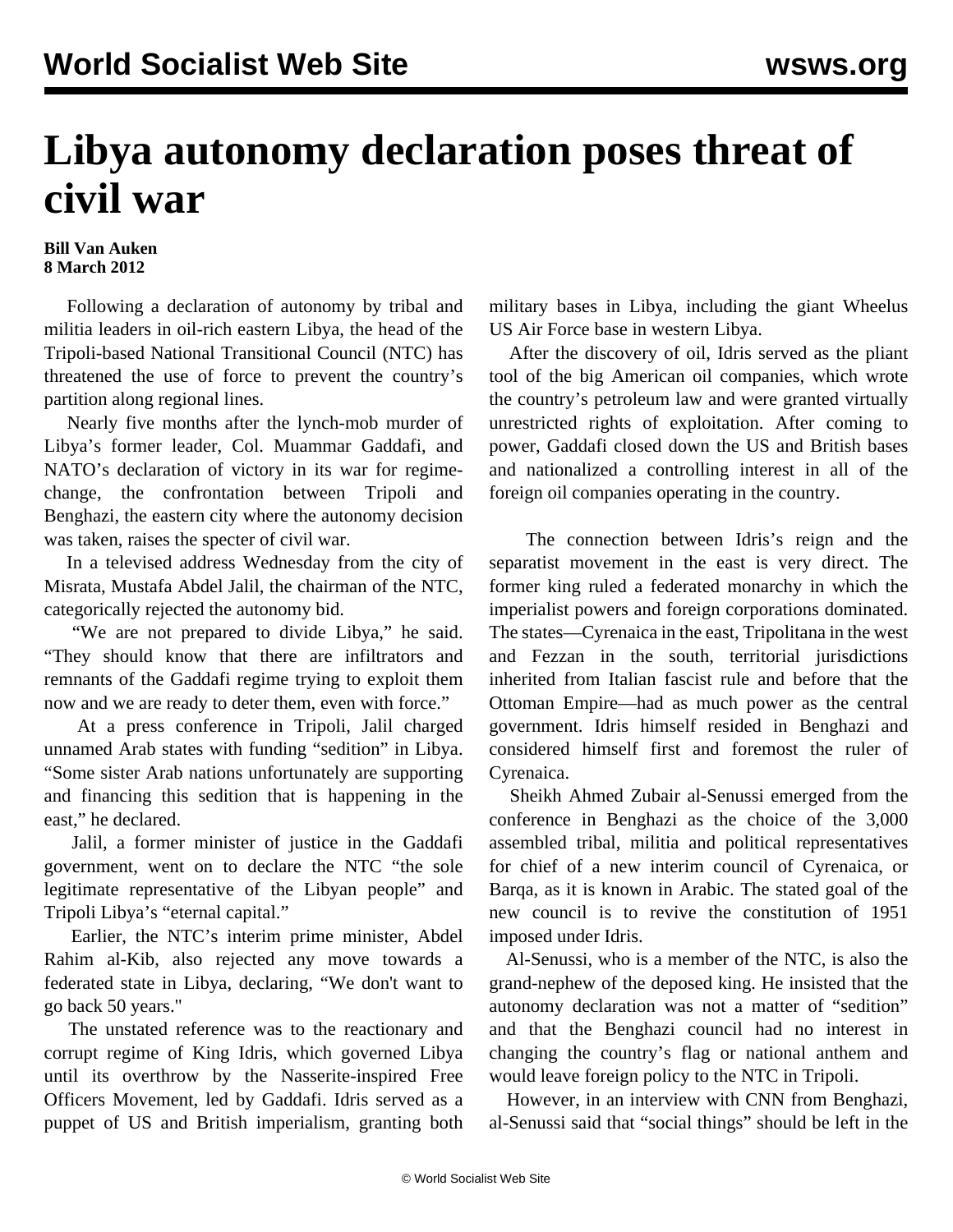# Libya autonomy declaration poses threat of civil war

**Bill Van Auken**
**8 March 2012**

Following a declaration of autonomy by tribal and militia leaders in oil-rich eastern Libya, the head of the Tripoli-based National Transitional Council (NTC) has threatened the use of force to prevent the country's partition along regional lines.

Nearly five months after the lynch-mob murder of Libya's former leader, Col. Muammar Gaddafi, and NATO's declaration of victory in its war for regime-change, the confrontation between Tripoli and Benghazi, the eastern city where the autonomy decision was taken, raises the specter of civil war.

In a televised address Wednesday from the city of Misrata, Mustafa Abdel Jalil, the chairman of the NTC, categorically rejected the autonomy bid.

"We are not prepared to divide Libya," he said. "They should know that there are infiltrators and remnants of the Gaddafi regime trying to exploit them now and we are ready to deter them, even with force."

At a press conference in Tripoli, Jalil charged unnamed Arab states with funding "sedition" in Libya. "Some sister Arab nations unfortunately are supporting and financing this sedition that is happening in the east," he declared.

Jalil, a former minister of justice in the Gaddafi government, went on to declare the NTC "the sole legitimate representative of the Libyan people" and Tripoli Libya's "eternal capital."

Earlier, the NTC's interim prime minister, Abdel Rahim al-Kib, also rejected any move towards a federated state in Libya, declaring, "We don't want to go back 50 years."

The unstated reference was to the reactionary and corrupt regime of King Idris, which governed Libya until its overthrow by the Nasserite-inspired Free Officers Movement, led by Gaddafi. Idris served as a puppet of US and British imperialism, granting both military bases in Libya, including the giant Wheelus US Air Force base in western Libya.

After the discovery of oil, Idris served as the pliant tool of the big American oil companies, which wrote the country's petroleum law and were granted virtually unrestricted rights of exploitation. After coming to power, Gaddafi closed down the US and British bases and nationalized a controlling interest in all of the foreign oil companies operating in the country.

The connection between Idris's reign and the separatist movement in the east is very direct. The former king ruled a federated monarchy in which the imperialist powers and foreign corporations dominated. The states—Cyrenaica in the east, Tripolitana in the west and Fezzan in the south, territorial jurisdictions inherited from Italian fascist rule and before that the Ottoman Empire—had as much power as the central government. Idris himself resided in Benghazi and considered himself first and foremost the ruler of Cyrenaica.

Sheikh Ahmed Zubair al-Senussi emerged from the conference in Benghazi as the choice of the 3,000 assembled tribal, militia and political representatives for chief of a new interim council of Cyrenaica, or Barqa, as it is known in Arabic. The stated goal of the new council is to revive the constitution of 1951 imposed under Idris.

Al-Senussi, who is a member of the NTC, is also the grand-nephew of the deposed king. He insisted that the autonomy declaration was not a matter of "sedition" and that the Benghazi council had no interest in changing the country's flag or national anthem and would leave foreign policy to the NTC in Tripoli.

However, in an interview with CNN from Benghazi, al-Senussi said that "social things" should be left in the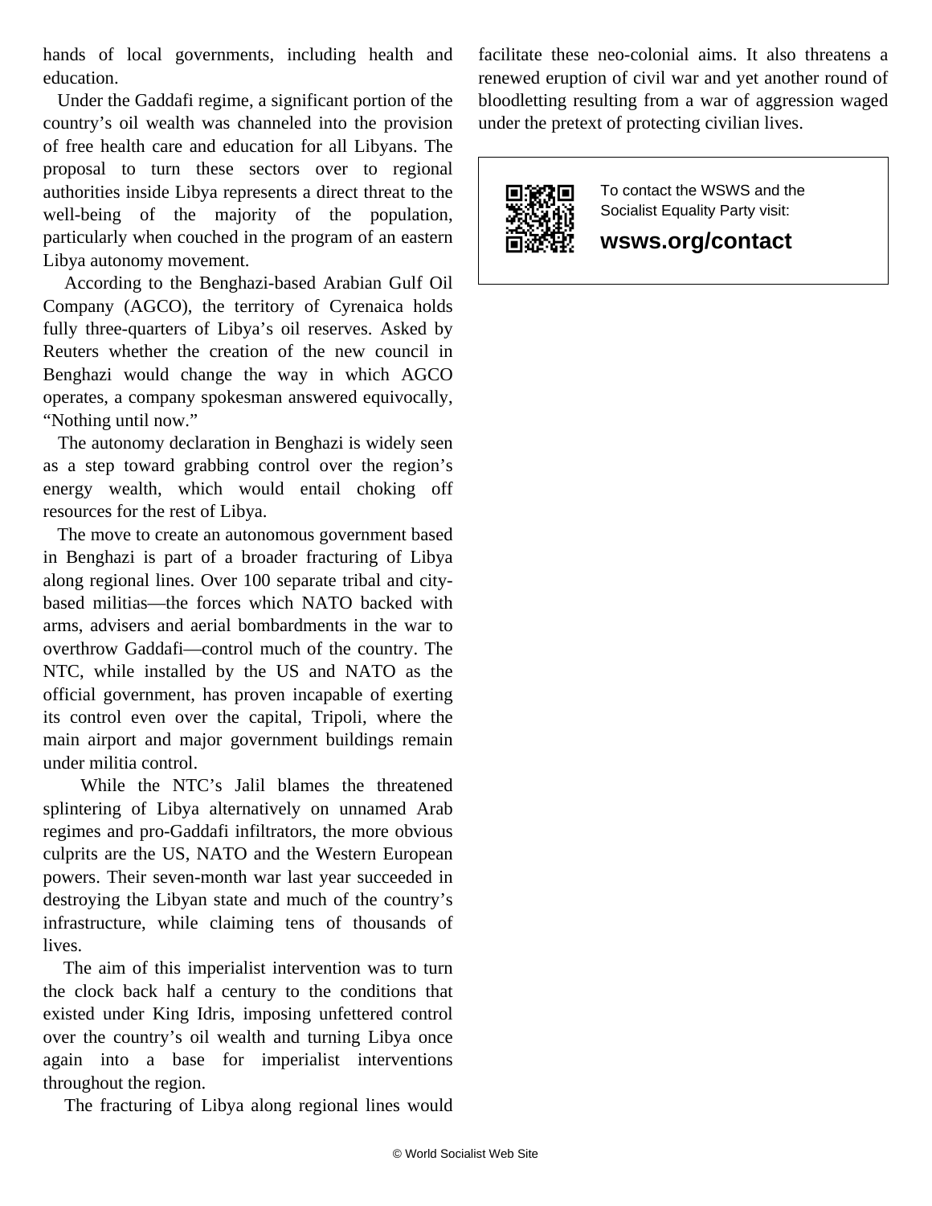hands of local governments, including health and education.

Under the Gaddafi regime, a significant portion of the country's oil wealth was channeled into the provision of free health care and education for all Libyans. The proposal to turn these sectors over to regional authorities inside Libya represents a direct threat to the well-being of the majority of the population, particularly when couched in the program of an eastern Libya autonomy movement.

According to the Benghazi-based Arabian Gulf Oil Company (AGCO), the territory of Cyrenaica holds fully three-quarters of Libya's oil reserves. Asked by Reuters whether the creation of the new council in Benghazi would change the way in which AGCO operates, a company spokesman answered equivocally, "Nothing until now."

The autonomy declaration in Benghazi is widely seen as a step toward grabbing control over the region's energy wealth, which would entail choking off resources for the rest of Libya.

The move to create an autonomous government based in Benghazi is part of a broader fracturing of Libya along regional lines. Over 100 separate tribal and city-based militias—the forces which NATO backed with arms, advisers and aerial bombardments in the war to overthrow Gaddafi—control much of the country. The NTC, while installed by the US and NATO as the official government, has proven incapable of exerting its control even over the capital, Tripoli, where the main airport and major government buildings remain under militia control.

While the NTC's Jalil blames the threatened splintering of Libya alternatively on unnamed Arab regimes and pro-Gaddafi infiltrators, the more obvious culprits are the US, NATO and the Western European powers. Their seven-month war last year succeeded in destroying the Libyan state and much of the country's infrastructure, while claiming tens of thousands of lives.

The aim of this imperialist intervention was to turn the clock back half a century to the conditions that existed under King Idris, imposing unfettered control over the country's oil wealth and turning Libya once again into a base for imperialist interventions throughout the region.

The fracturing of Libya along regional lines would facilitate these neo-colonial aims. It also threatens a renewed eruption of civil war and yet another round of bloodletting resulting from a war of aggression waged under the pretext of protecting civilian lives.

To contact the WSWS and the Socialist Equality Party visit:

**wsws.org/contact**